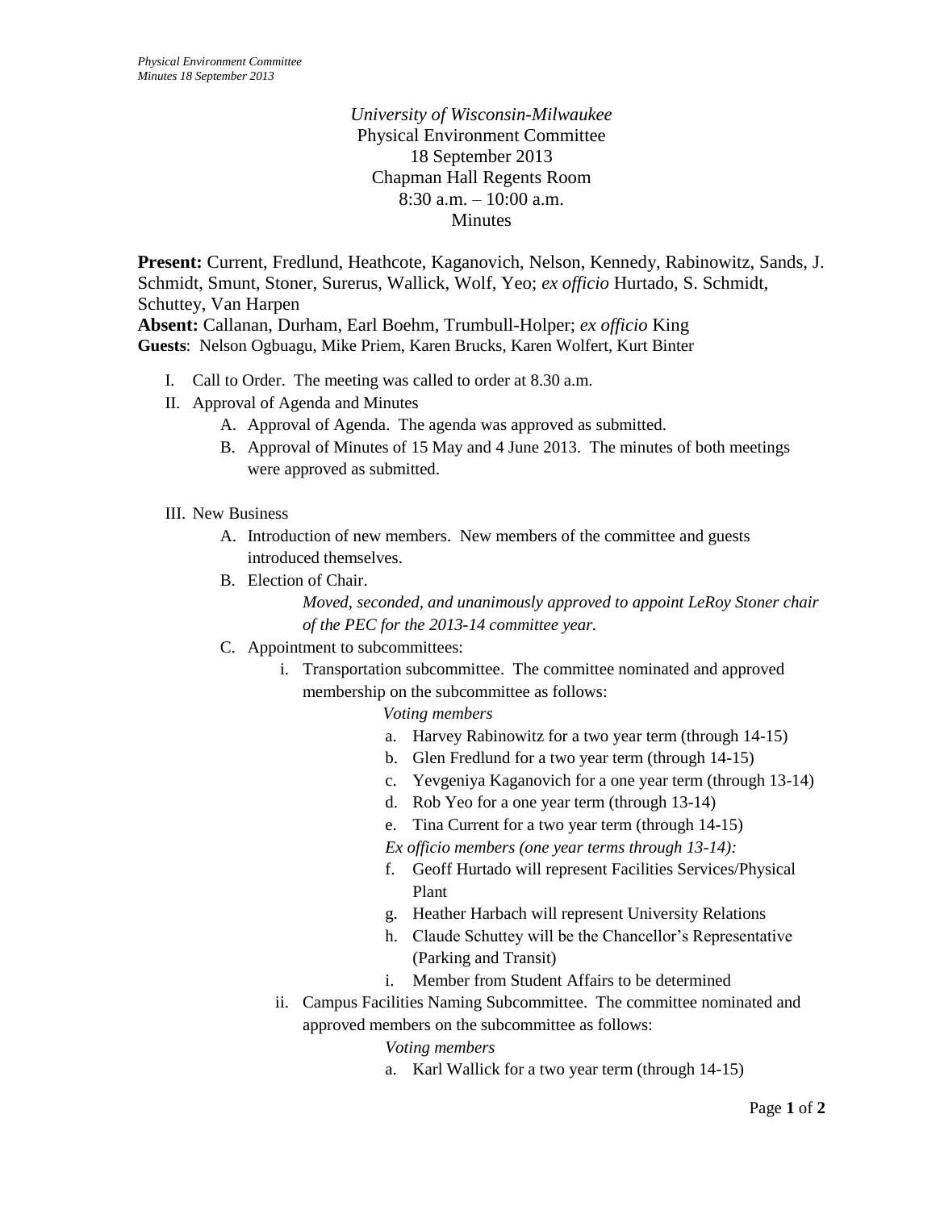*University of Wisconsin-Milwaukee*
Physical Environment Committee
18 September 2013
Chapman Hall Regents Room
8:30 a.m. – 10:00 a.m.
Minutes

**Present:** Current, Fredlund, Heathcote, Kaganovich, Nelson, Kennedy, Rabinowitz, Sands, J. Schmidt, Smunt, Stoner, Surerus, Wallick, Wolf, Yeo; *ex officio* Hurtado, S. Schmidt, Schuttey, Van Harpen
**Absent:** Callanan, Durham, Earl Boehm, Trumbull-Holper; *ex officio* King
**Guests**: Nelson Ogbuagu, Mike Priem, Karen Brucks, Karen Wolfert, Kurt Binter

I. Call to Order. The meeting was called to order at 8.30 a.m.
II. Approval of Agenda and Minutes
    A. Approval of Agenda. The agenda was approved as submitted.
    B. Approval of Minutes of 15 May and 4 June 2013. The minutes of both meetings were approved as submitted.

III. New Business
    A. Introduction of new members. New members of the committee and guests introduced themselves.
    B. Election of Chair.
        *Moved, seconded, and unanimously approved to appoint LeRoy Stoner chair of the PEC for the 2013-14 committee year.*
    C. Appointment to subcommittees:
        i. Transportation subcommittee. The committee nominated and approved membership on the subcommittee as follows:
            *Voting members*
            a. Harvey Rabinowitz for a two year term (through 14-15)
            b. Glen Fredlund for a two year term (through 14-15)
            c. Yevgeniya Kaganovich for a one year term (through 13-14)
            d. Rob Yeo for a one year term (through 13-14)
            e. Tina Current for a two year term (through 14-15)
            *Ex officio members (one year terms through 13-14):*
            f. Geoff Hurtado will represent Facilities Services/Physical Plant
            g. Heather Harbach will represent University Relations
            h. Claude Schuttey will be the Chancellor's Representative (Parking and Transit)
            i. Member from Student Affairs to be determined
        ii. Campus Facilities Naming Subcommittee. The committee nominated and approved members on the subcommittee as follows:
            *Voting members*
            a. Karl Wallick for a two year term (through 14-15)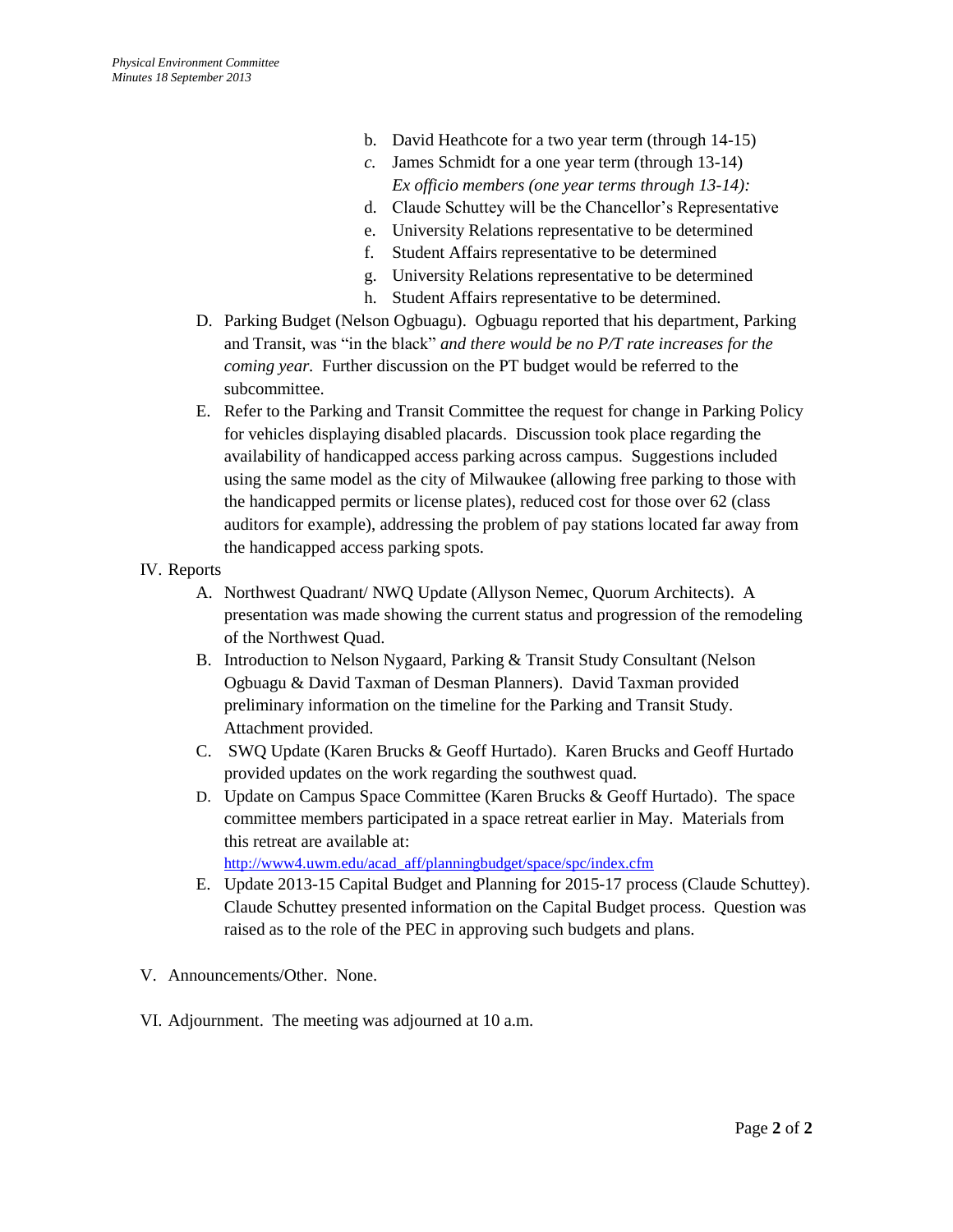b. David Heathcote for a two year term (through 14-15)
*c.* James Schmidt for a one year term (through 13-14)
*Ex officio members (one year terms through 13-14):*
d. Claude Schuttey will be the Chancellor's Representative
e. University Relations representative to be determined
f. Student Affairs representative to be determined
g. University Relations representative to be determined
h. Student Affairs representative to be determined.

D. Parking Budget (Nelson Ogbuagu). Ogbuagu reported that his department, Parking and Transit, was "in the black" *and there would be no P/T rate increases for the coming year.* Further discussion on the PT budget would be referred to the subcommittee.

E. Refer to the Parking and Transit Committee the request for change in Parking Policy for vehicles displaying disabled placards. Discussion took place regarding the availability of handicapped access parking across campus. Suggestions included using the same model as the city of Milwaukee (allowing free parking to those with the handicapped permits or license plates), reduced cost for those over 62 (class auditors for example), addressing the problem of pay stations located far away from the handicapped access parking spots.

IV. Reports

A. Northwest Quadrant/ NWQ Update (Allyson Nemec, Quorum Architects). A presentation was made showing the current status and progression of the remodeling of the Northwest Quad.

B. Introduction to Nelson Nygaard, Parking & Transit Study Consultant (Nelson Ogbuagu & David Taxman of Desman Planners). David Taxman provided preliminary information on the timeline for the Parking and Transit Study. Attachment provided.

C. SWQ Update (Karen Brucks & Geoff Hurtado). Karen Brucks and Geoff Hurtado provided updates on the work regarding the southwest quad.

D. Update on Campus Space Committee (Karen Brucks & Geoff Hurtado). The space committee members participated in a space retreat earlier in May. Materials from this retreat are available at: http://www4.uwm.edu/acad_aff/planningbudget/space/spc/index.cfm

E. Update 2013-15 Capital Budget and Planning for 2015-17 process (Claude Schuttey). Claude Schuttey presented information on the Capital Budget process. Question was raised as to the role of the PEC in approving such budgets and plans.

V. Announcements/Other. None.

VI. Adjournment. The meeting was adjourned at 10 a.m.